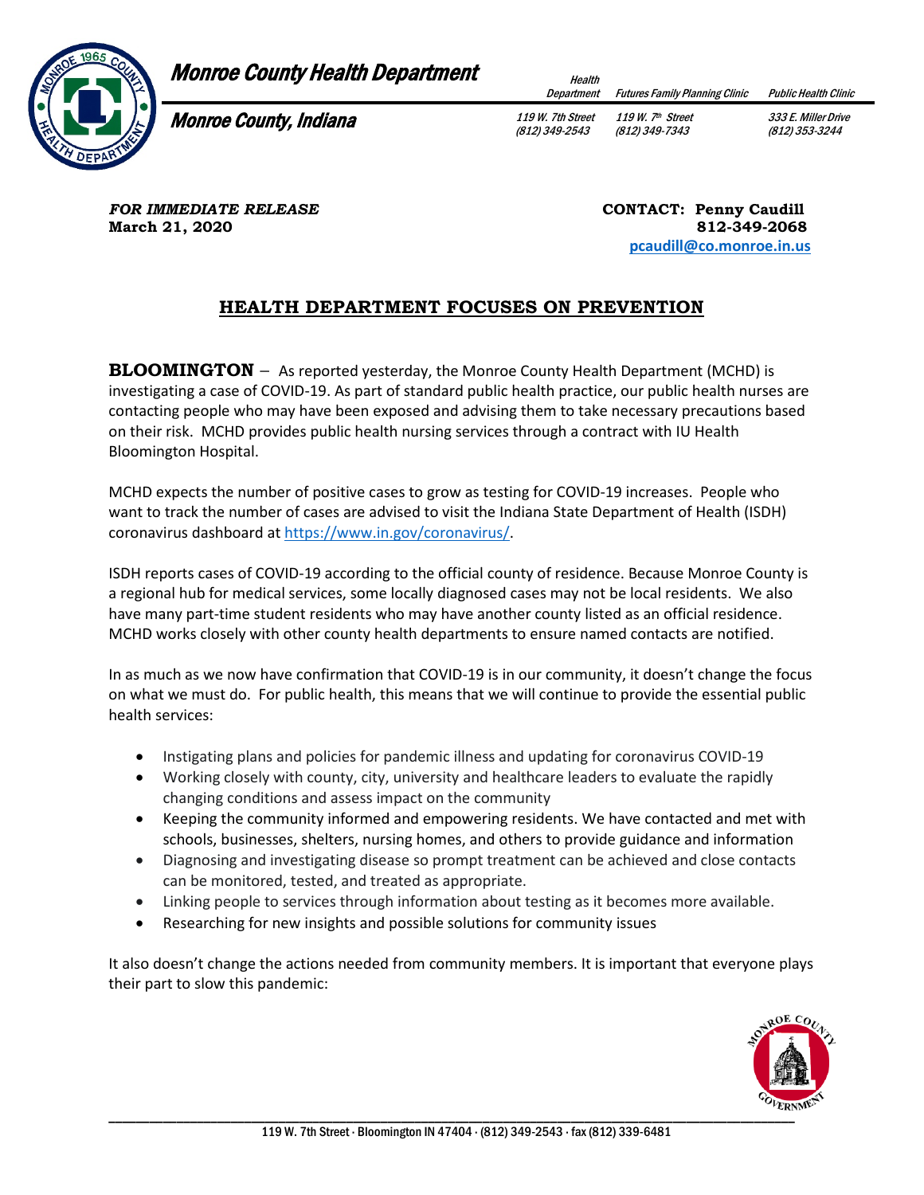**Monroe County Health Department**

**Monroe County, Indiana**

| Health Department | Futures Family Planning Clinic | Public Health Clinic |
|---|---|---|
| 119 W. 7th Street (812) 349-2543 | 119 W. 7th Street (812) 349-7343 | 333 E. Miller Drive (812) 353-3244 |

***FOR IMMEDIATE RELEASE***
**March 21, 2020**

**CONTACT: Penny Caudill**
**812-349-2068**
**pcaudill@co.monroe.in.us**

## HEALTH DEPARTMENT FOCUSES ON PREVENTION

**BLOOMINGTON** – As reported yesterday, the Monroe County Health Department (MCHD) is investigating a case of COVID-19. As part of standard public health practice, our public health nurses are contacting people who may have been exposed and advising them to take necessary precautions based on their risk. MCHD provides public health nursing services through a contract with IU Health Bloomington Hospital.

MCHD expects the number of positive cases to grow as testing for COVID-19 increases. People who want to track the number of cases are advised to visit the Indiana State Department of Health (ISDH) coronavirus dashboard at https://www.in.gov/coronavirus/.

ISDH reports cases of COVID-19 according to the official county of residence. Because Monroe County is a regional hub for medical services, some locally diagnosed cases may not be local residents. We also have many part-time student residents who may have another county listed as an official residence. MCHD works closely with other county health departments to ensure named contacts are notified.

In as much as we now have confirmation that COVID-19 is in our community, it doesn't change the focus on what we must do. For public health, this means that we will continue to provide the essential public health services:

- Instigating plans and policies for pandemic illness and updating for coronavirus COVID-19
- Working closely with county, city, university and healthcare leaders to evaluate the rapidly changing conditions and assess impact on the community
- Keeping the community informed and empowering residents. We have contacted and met with schools, businesses, shelters, nursing homes, and others to provide guidance and information
- Diagnosing and investigating disease so prompt treatment can be achieved and close contacts can be monitored, tested, and treated as appropriate.
- Linking people to services through information about testing as it becomes more available.
- Researching for new insights and possible solutions for community issues

It also doesn't change the actions needed from community members. It is important that everyone plays their part to slow this pandemic:

119 W. 7th Street · Bloomington IN 47404 · (812) 349-2543 · fax (812) 339-6481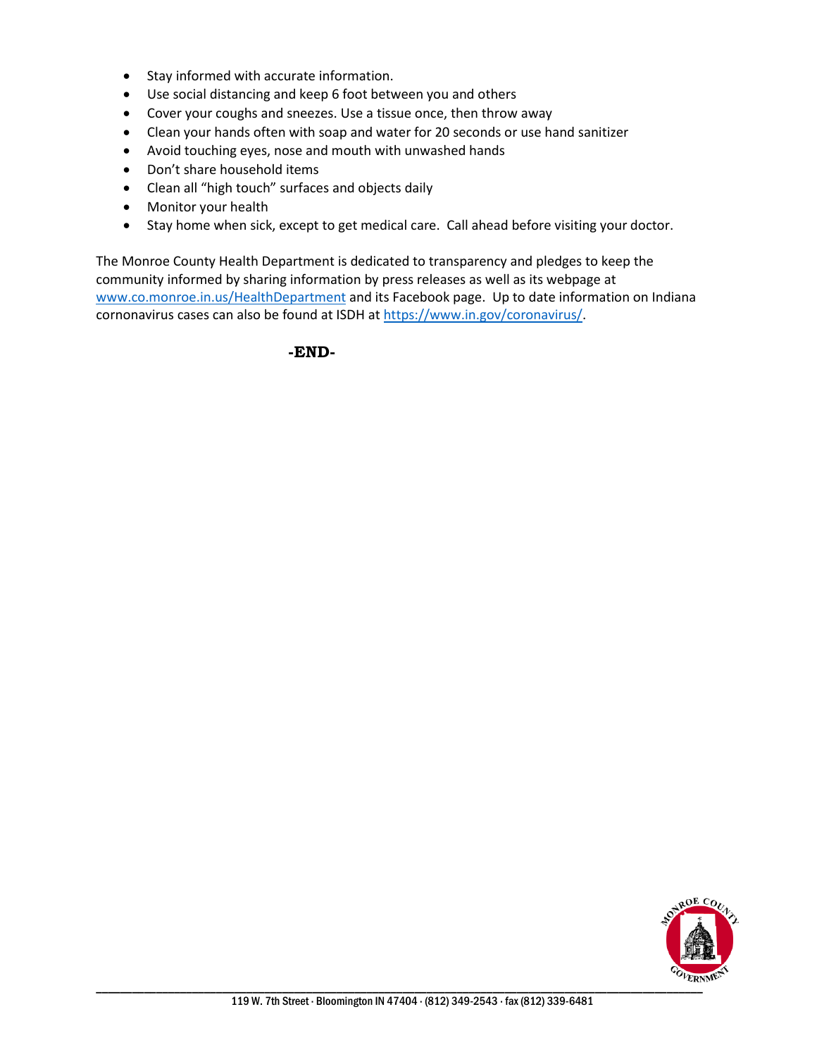- Stay informed with accurate information.
- Use social distancing and keep 6 foot between you and others
- Cover your coughs and sneezes. Use a tissue once, then throw away
- Clean your hands often with soap and water for 20 seconds or use hand sanitizer
- Avoid touching eyes, nose and mouth with unwashed hands
- Don't share household items
- Clean all "high touch" surfaces and objects daily
- Monitor your health
- Stay home when sick, except to get medical care. Call ahead before visiting your doctor.

The Monroe County Health Department is dedicated to transparency and pledges to keep the community informed by sharing information by press releases as well as its webpage at www.co.monroe.in.us/HealthDepartment and its Facebook page. Up to date information on Indiana cornonavirus cases can also be found at ISDH at https://www.in.gov/coronavirus/.

**-END-**